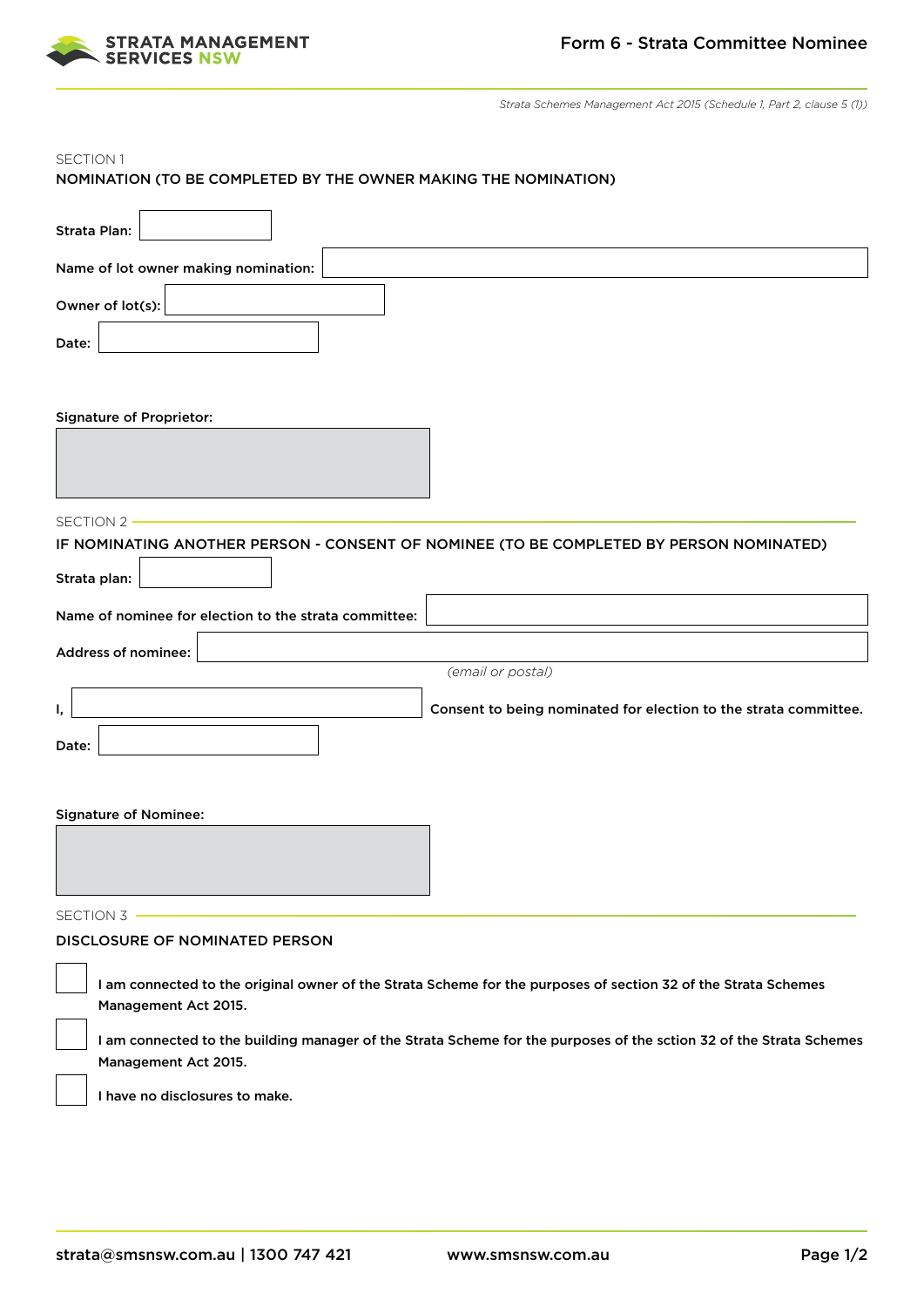**STRATA MANAGEMENT SERVICES NSW**

# Form 6 - Strata Committee Nominee

*Strata Schemes Management Act 2015 (Schedule 1, Part 2, clause 5 (1))*

SECTION 1

## NOMINATION (TO BE COMPLETED BY THE OWNER MAKING THE NOMINATION)

**Strata Plan:** ____________

**Name of lot owner making nomination:** ____________

**Owner of lot(s):** ____________

**Date:** ____________

**Signature of Proprietor:**

____________

SECTION 2

## IF NOMINATING ANOTHER PERSON - CONSENT OF NOMINEE (TO BE COMPLETED BY PERSON NOMINATED)

**Strata plan:** ____________

**Name of nominee for election to the strata committee:** ____________

**Address of nominee:** ____________
*(email or postal)*

**I,** ____________ **Consent to being nominated for election to the strata committee.**

**Date:** ____________

**Signature of Nominee:**

____________

SECTION 3

## DISCLOSURE OF NOMINATED PERSON

- [ ] I am connected to the original owner of the Strata Scheme for the purposes of section 32 of the Strata Schemes Management Act 2015.
- [ ] I am connected to the building manager of the Strata Scheme for the purposes of the sction 32 of the Strata Schemes Management Act 2015.
- [ ] I have no disclosures to make.

strata@smsnsw.com.au | 1300 747 421    www.smsnsw.com.au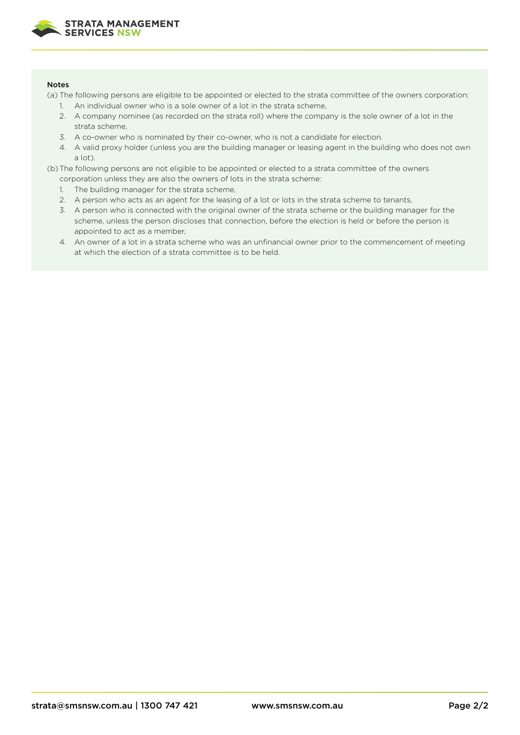**Notes**

(a) The following persons are eligible to be appointed or elected to the strata committee of the owners corporation:

1. An individual owner who is a sole owner of a lot in the strata scheme,
2. A company nominee (as recorded on the strata roll) where the company is the sole owner of a lot in the strata scheme,
3. A co-owner who is nominated by their co-owner, who is not a candidate for election.
4. A valid proxy holder (unless you are the building manager or leasing agent in the building who does not own a lot).

(b) The following persons are not eligible to be appointed or elected to a strata committee of the owners corporation unless they are also the owners of lots in the strata scheme:

1. The building manager for the strata scheme,
2. A person who acts as an agent for the leasing of a lot or lots in the strata scheme to tenants,
3. A person who is connected with the original owner of the strata scheme or the building manager for the scheme, unless the person discloses that connection, before the election is held or before the person is appointed to act as a member,
4. An owner of a lot in a strata scheme who was an unfinancial owner prior to the commencement of meeting at which the election of a strata committee is to be held.